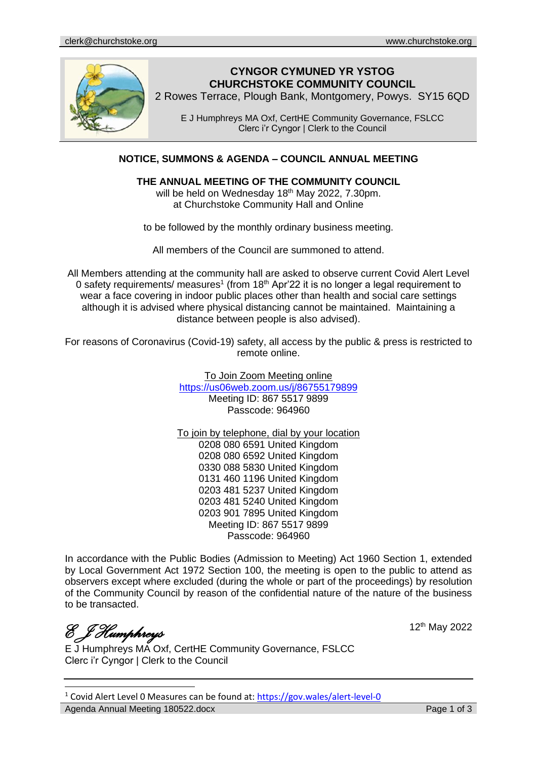# CYNGOR CYMUNED YR YSTOG
# CHURCHSTOKE COMMUNITY COUNCIL

2 Rowes Terrace, Plough Bank, Montgomery, Powys. SY15 6QD

E J Humphreys MA Oxf, CertHE Community Governance, FSLCC
Clerc i'r Cygnor | Clerk to the Council

## NOTICE, SUMMONS & AGENDA – COUNCIL ANNUAL MEETING

**THE ANNUAL MEETING OF THE COMMUNITY COUNCIL**
will be held on Wednesday 18th May 2022, 7.30pm.
at Churchstoke Community Hall and Online

to be followed by the monthly ordinary business meeting.

All members of the Council are summoned to attend.

All Members attending at the community hall are asked to observe current Covid Alert Level 0 safety requirements/ measures[1] (from 18th Apr'22 it is no longer a legal requirement to wear a face covering in indoor public places other than health and social care settings although it is advised where physical distancing cannot be maintained. Maintaining a distance between people is also advised).

For reasons of Coronavirus (Covid-19) safety, all access by the public & press is restricted to remote online.

To Join Zoom Meeting online
https://us06web.zoom.us/j/86755179899
Meeting ID: 867 5517 9899
Passcode: 964960

To join by telephone, dial by your location
0208 080 6591 United Kingdom
0208 080 6592 United Kingdom
0330 088 5830 United Kingdom
0131 460 1196 United Kingdom
0203 481 5237 United Kingdom
0203 481 5240 United Kingdom
0203 901 7895 United Kingdom
Meeting ID: 867 5517 9899
Passcode: 964960

In accordance with the Public Bodies (Admission to Meeting) Act 1960 Section 1, extended by Local Government Act 1972 Section 100, the meeting is open to the public to attend as observers except where excluded (during the whole or part of the proceedings) by resolution of the Community Council by reason of the confidential nature of the nature of the business to be transacted.

*E J Humphreys*

12th May 2022

E J Humphreys MA Oxf, CertHE Community Governance, FSLCC
Clerc i'r Cygnor | Clerk to the Council

[1] Covid Alert Level 0 Measures can be found at: https://gov.wales/alert-level-0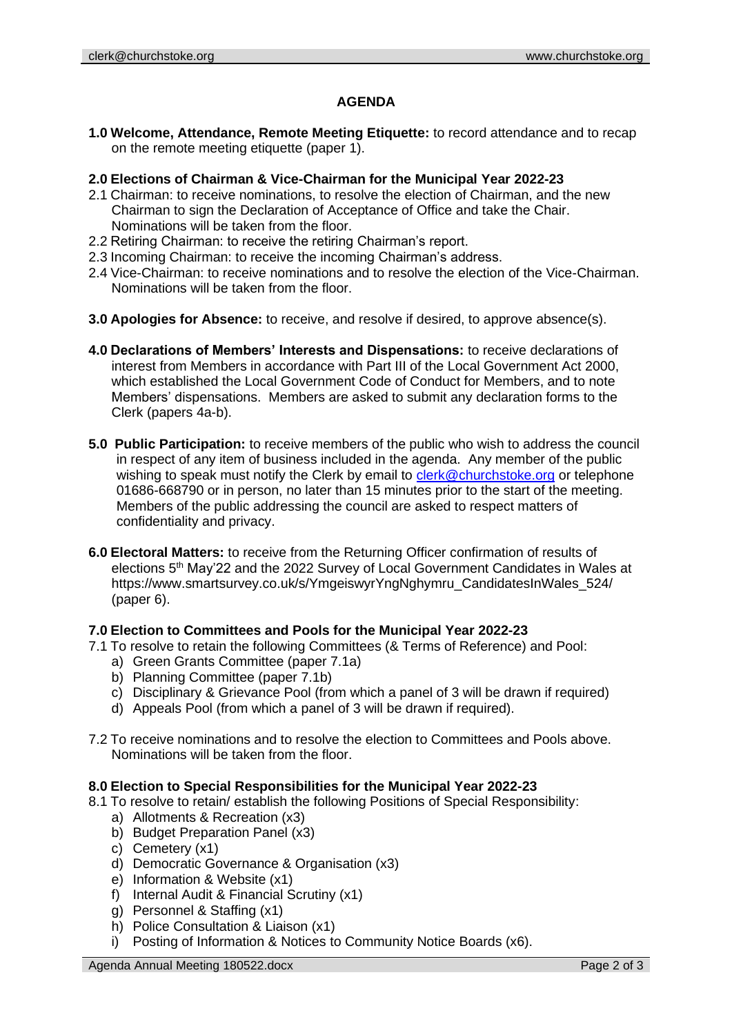## AGENDA

**1.0 Welcome, Attendance, Remote Meeting Etiquette:** to record attendance and to recap on the remote meeting etiquette (paper 1).

**2.0 Elections of Chairman & Vice-Chairman for the Municipal Year 2022-23**

2.1 Chairman: to receive nominations, to resolve the election of Chairman, and the new Chairman to sign the Declaration of Acceptance of Office and take the Chair. Nominations will be taken from the floor.

2.2 Retiring Chairman: to receive the retiring Chairman's report.

2.3 Incoming Chairman: to receive the incoming Chairman's address.

2.4 Vice-Chairman: to receive nominations and to resolve the election of the Vice-Chairman. Nominations will be taken from the floor.

**3.0 Apologies for Absence:** to receive, and resolve if desired, to approve absence(s).

**4.0 Declarations of Members' Interests and Dispensations:** to receive declarations of interest from Members in accordance with Part III of the Local Government Act 2000, which established the Local Government Code of Conduct for Members, and to note Members' dispensations. Members are asked to submit any declaration forms to the Clerk (papers 4a-b).

**5.0 Public Participation:** to receive members of the public who wish to address the council in respect of any item of business included in the agenda. Any member of the public wishing to speak must notify the Clerk by email to clerk@churchstoke.org or telephone 01686-668790 or in person, no later than 15 minutes prior to the start of the meeting. Members of the public addressing the council are asked to respect matters of confidentiality and privacy.

**6.0 Electoral Matters:** to receive from the Returning Officer confirmation of results of elections 5th May'22 and the 2022 Survey of Local Government Candidates in Wales at https://www.smartsurvey.co.uk/s/YmgeiswyrYngNghymru_CandidatesInWales_524/ (paper 6).

**7.0 Election to Committees and Pools for the Municipal Year 2022-23**

7.1 To resolve to retain the following Committees (& Terms of Reference) and Pool:

a) Green Grants Committee (paper 7.1a)
b) Planning Committee (paper 7.1b)
c) Disciplinary & Grievance Pool (from which a panel of 3 will be drawn if required)
d) Appeals Pool (from which a panel of 3 will be drawn if required).

7.2 To receive nominations and to resolve the election to Committees and Pools above. Nominations will be taken from the floor.

**8.0 Election to Special Responsibilities for the Municipal Year 2022-23**

8.1 To resolve to retain/ establish the following Positions of Special Responsibility:

a) Allotments & Recreation (x3)
b) Budget Preparation Panel (x3)
c) Cemetery (x1)
d) Democratic Governance & Organisation (x3)
e) Information & Website (x1)
f) Internal Audit & Financial Scrutiny (x1)
g) Personnel & Staffing (x1)
h) Police Consultation & Liaison (x1)
i) Posting of Information & Notices to Community Notice Boards (x6).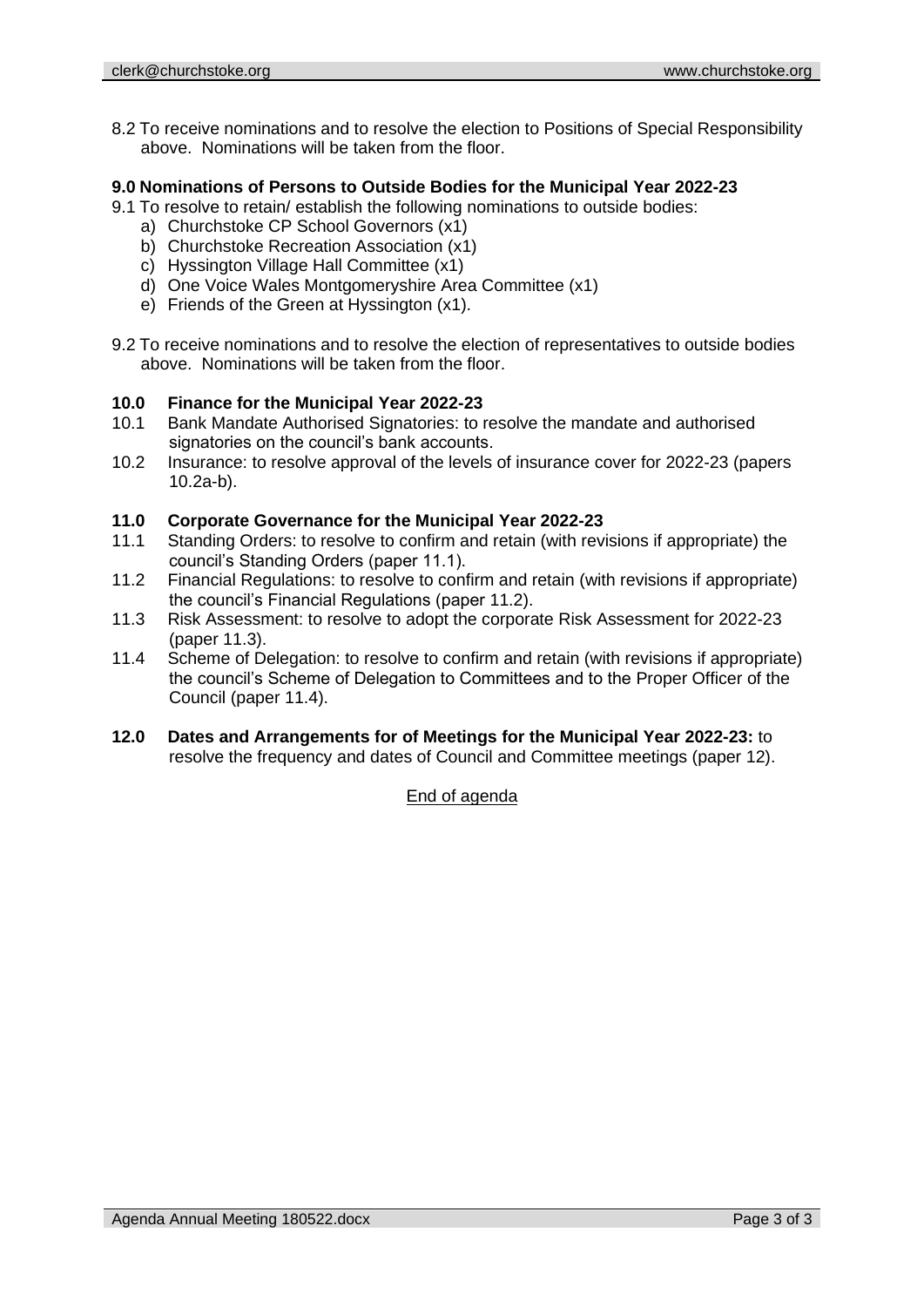8.2 To receive nominations and to resolve the election to Positions of Special Responsibility above. Nominations will be taken from the floor.

**9.0 Nominations of Persons to Outside Bodies for the Municipal Year 2022-23**

9.1 To resolve to retain/ establish the following nominations to outside bodies:

a) Churchstoke CP School Governors (x1)
b) Churchstoke Recreation Association (x1)
c) Hyssington Village Hall Committee (x1)
d) One Voice Wales Montgomeryshire Area Committee (x1)
e) Friends of the Green at Hyssington (x1).

9.2 To receive nominations and to resolve the election of representatives to outside bodies above. Nominations will be taken from the floor.

**10.0 Finance for the Municipal Year 2022-23**

10.1 Bank Mandate Authorised Signatories: to resolve the mandate and authorised signatories on the council's bank accounts.

10.2 Insurance: to resolve approval of the levels of insurance cover for 2022-23 (papers 10.2a-b).

**11.0 Corporate Governance for the Municipal Year 2022-23**

11.1 Standing Orders: to resolve to confirm and retain (with revisions if appropriate) the council's Standing Orders (paper 11.1).

11.2 Financial Regulations: to resolve to confirm and retain (with revisions if appropriate) the council's Financial Regulations (paper 11.2).

11.3 Risk Assessment: to resolve to adopt the corporate Risk Assessment for 2022-23 (paper 11.3).

11.4 Scheme of Delegation: to resolve to confirm and retain (with revisions if appropriate) the council's Scheme of Delegation to Committees and to the Proper Officer of the Council (paper 11.4).

**12.0 Dates and Arrangements for of Meetings for the Municipal Year 2022-23:** to resolve the frequency and dates of Council and Committee meetings (paper 12).

End of agenda